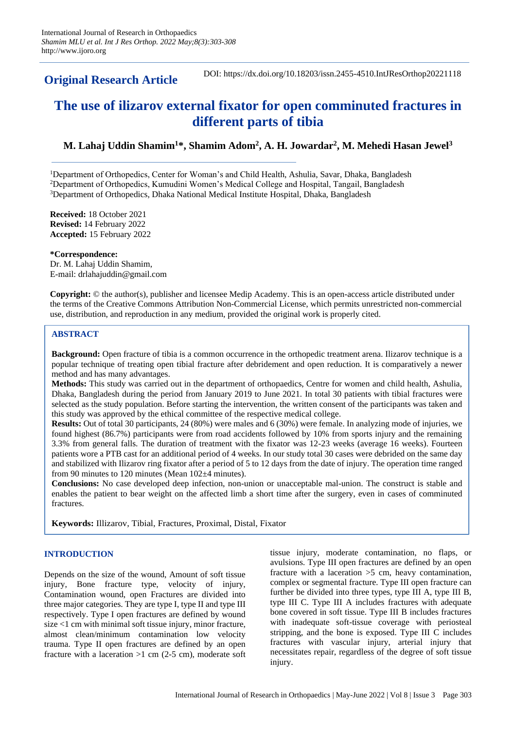**Original Research Article**

DOI: https://dx.doi.org/10.18203/issn.2455-4510.IntJResOrthop20221118

# The use of ilizarov external fixator for open comminuted fractures in different parts of tibia

**M. Lahaj Uddin Shamim[1]*, Shamim Adom[2], A. H. Jowardar[2], M. Mehedi Hasan Jewel[3]**

[1]Department of Orthopedics, Center for Woman's and Child Health, Ashulia, Savar, Dhaka, Bangladesh
[2]Department of Orthopedics, Kumudini Women's Medical College and Hospital, Tangail, Bangladesh
[3]Department of Orthopedics, Dhaka National Medical Institute Hospital, Dhaka, Bangladesh

**Received:** 18 October 2021
**Revised:** 14 February 2022
**Accepted:** 15 February 2022

***Correspondence:**
Dr. M. Lahaj Uddin Shamim,
E-mail: drlahajuddin@gmail.com

**Copyright:** © the author(s), publisher and licensee Medip Academy. This is an open-access article distributed under the terms of the Creative Commons Attribution Non-Commercial License, which permits unrestricted non-commercial use, distribution, and reproduction in any medium, provided the original work is properly cited.

## ABSTRACT

**Background:** Open fracture of tibia is a common occurrence in the orthopedic treatment arena. Ilizarov technique is a popular technique of treating open tibial fracture after debridement and open reduction. It is comparatively a newer method and has many advantages.

**Methods:** This study was carried out in the department of orthopaedics, Centre for women and child health, Ashulia, Dhaka, Bangladesh during the period from January 2019 to June 2021. In total 30 patients with tibial fractures were selected as the study population. Before starting the intervention, the written consent of the participants was taken and this study was approved by the ethical committee of the respective medical college.

**Results:** Out of total 30 participants, 24 (80%) were males and 6 (30%) were female. In analyzing mode of injuries, we found highest (86.7%) participants were from road accidents followed by 10% from sports injury and the remaining 3.3% from general falls. The duration of treatment with the fixator was 12-23 weeks (average 16 weeks). Fourteen patients wore a PTB cast for an additional period of 4 weeks. In our study total 30 cases were debrided on the same day and stabilized with Ilizarov ring fixator after a period of 5 to 12 days from the date of injury. The operation time ranged from 90 minutes to 120 minutes (Mean 102±4 minutes).

**Conclusions:** No case developed deep infection, non-union or unacceptable mal-union. The construct is stable and enables the patient to bear weight on the affected limb a short time after the surgery, even in cases of comminuted fractures.

**Keywords:** Illizarov, Tibial, Fractures, Proximal, Distal, Fixator

## INTRODUCTION

Depends on the size of the wound, Amount of soft tissue injury, Bone fracture type, velocity of injury, Contamination wound, open Fractures are divided into three major categories. They are type I, type II and type III respectively. Type I open fractures are defined by wound size <1 cm with minimal soft tissue injury, minor fracture, almost clean/minimum contamination low velocity trauma. Type II open fractures are defined by an open fracture with a laceration >1 cm (2-5 cm), moderate soft tissue injury, moderate contamination, no flaps, or avulsions. Type III open fractures are defined by an open fracture with a laceration >5 cm, heavy contamination, complex or segmental fracture. Type III open fracture can further be divided into three types, type III A, type III B, type III C. Type III A includes fractures with adequate bone covered in soft tissue. Type III B includes fractures with inadequate soft-tissue coverage with periosteal stripping, and the bone is exposed. Type III C includes fractures with vascular injury, arterial injury that necessitates repair, regardless of the degree of soft tissue injury.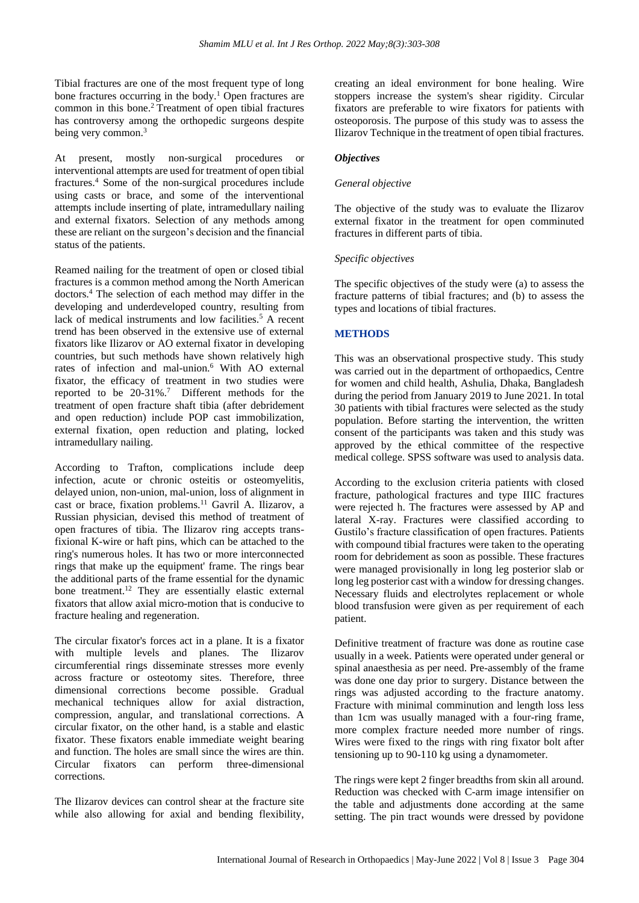Tibial fractures are one of the most frequent type of long bone fractures occurring in the body.[1] Open fractures are common in this bone.[2] Treatment of open tibial fractures has controversy among the orthopedic surgeons despite being very common.[3]

At present, mostly non-surgical procedures or interventional attempts are used for treatment of open tibial fractures.[4] Some of the non-surgical procedures include using casts or brace, and some of the interventional attempts include inserting of plate, intramedullary nailing and external fixators. Selection of any methods among these are reliant on the surgeon's decision and the financial status of the patients.

Reamed nailing for the treatment of open or closed tibial fractures is a common method among the North American doctors.[4] The selection of each method may differ in the developing and underdeveloped country, resulting from lack of medical instruments and low facilities.[5] A recent trend has been observed in the extensive use of external fixators like Ilizarov or AO external fixator in developing countries, but such methods have shown relatively high rates of infection and mal-union.[6] With AO external fixator, the efficacy of treatment in two studies were reported to be 20-31%.[7] Different methods for the treatment of open fracture shaft tibia (after debridement and open reduction) include POP cast immobilization, external fixation, open reduction and plating, locked intramedullary nailing.

According to Trafton, complications include deep infection, acute or chronic osteitis or osteomyelitis, delayed union, non-union, mal-union, loss of alignment in cast or brace, fixation problems.[11] Gavril A. Ilizarov, a Russian physician, devised this method of treatment of open fractures of tibia. The Ilizarov ring accepts trans-fixional K-wire or haft pins, which can be attached to the ring's numerous holes. It has two or more interconnected rings that make up the equipment' frame. The rings bear the additional parts of the frame essential for the dynamic bone treatment.[12] They are essentially elastic external fixators that allow axial micro-motion that is conducive to fracture healing and regeneration.

The circular fixator's forces act in a plane. It is a fixator with multiple levels and planes. The Ilizarov circumferential rings disseminate stresses more evenly across fracture or osteotomy sites. Therefore, three dimensional corrections become possible. Gradual mechanical techniques allow for axial distraction, compression, angular, and translational corrections. A circular fixator, on the other hand, is a stable and elastic fixator. These fixators enable immediate weight bearing and function. The holes are small since the wires are thin. Circular fixators can perform three-dimensional corrections.

The Ilizarov devices can control shear at the fracture site while also allowing for axial and bending flexibility, creating an ideal environment for bone healing. Wire stoppers increase the system's shear rigidity. Circular fixators are preferable to wire fixators for patients with osteoporosis. The purpose of this study was to assess the Ilizarov Technique in the treatment of open tibial fractures.

### *Objectives*

#### *General objective*

The objective of the study was to evaluate the Ilizarov external fixator in the treatment for open comminuted fractures in different parts of tibia.

#### *Specific objectives*

The specific objectives of the study were (a) to assess the fracture patterns of tibial fractures; and (b) to assess the types and locations of tibial fractures.

## METHODS

This was an observational prospective study. This study was carried out in the department of orthopaedics, Centre for women and child health, Ashulia, Dhaka, Bangladesh during the period from January 2019 to June 2021. In total 30 patients with tibial fractures were selected as the study population. Before starting the intervention, the written consent of the participants was taken and this study was approved by the ethical committee of the respective medical college. SPSS software was used to analysis data.

According to the exclusion criteria patients with closed fracture, pathological fractures and type IIIC fractures were rejected h. The fractures were assessed by AP and lateral X-ray. Fractures were classified according to Gustilo's fracture classification of open fractures. Patients with compound tibial fractures were taken to the operating room for debridement as soon as possible. These fractures were managed provisionally in long leg posterior slab or long leg posterior cast with a window for dressing changes. Necessary fluids and electrolytes replacement or whole blood transfusion were given as per requirement of each patient.

Definitive treatment of fracture was done as routine case usually in a week. Patients were operated under general or spinal anaesthesia as per need. Pre-assembly of the frame was done one day prior to surgery. Distance between the rings was adjusted according to the fracture anatomy. Fracture with minimal comminution and length loss less than 1cm was usually managed with a four-ring frame, more complex fracture needed more number of rings. Wires were fixed to the rings with ring fixator bolt after tensioning up to 90-110 kg using a dynamometer.

The rings were kept 2 finger breadths from skin all around. Reduction was checked with C-arm image intensifier on the table and adjustments done according at the same setting. The pin tract wounds were dressed by povidone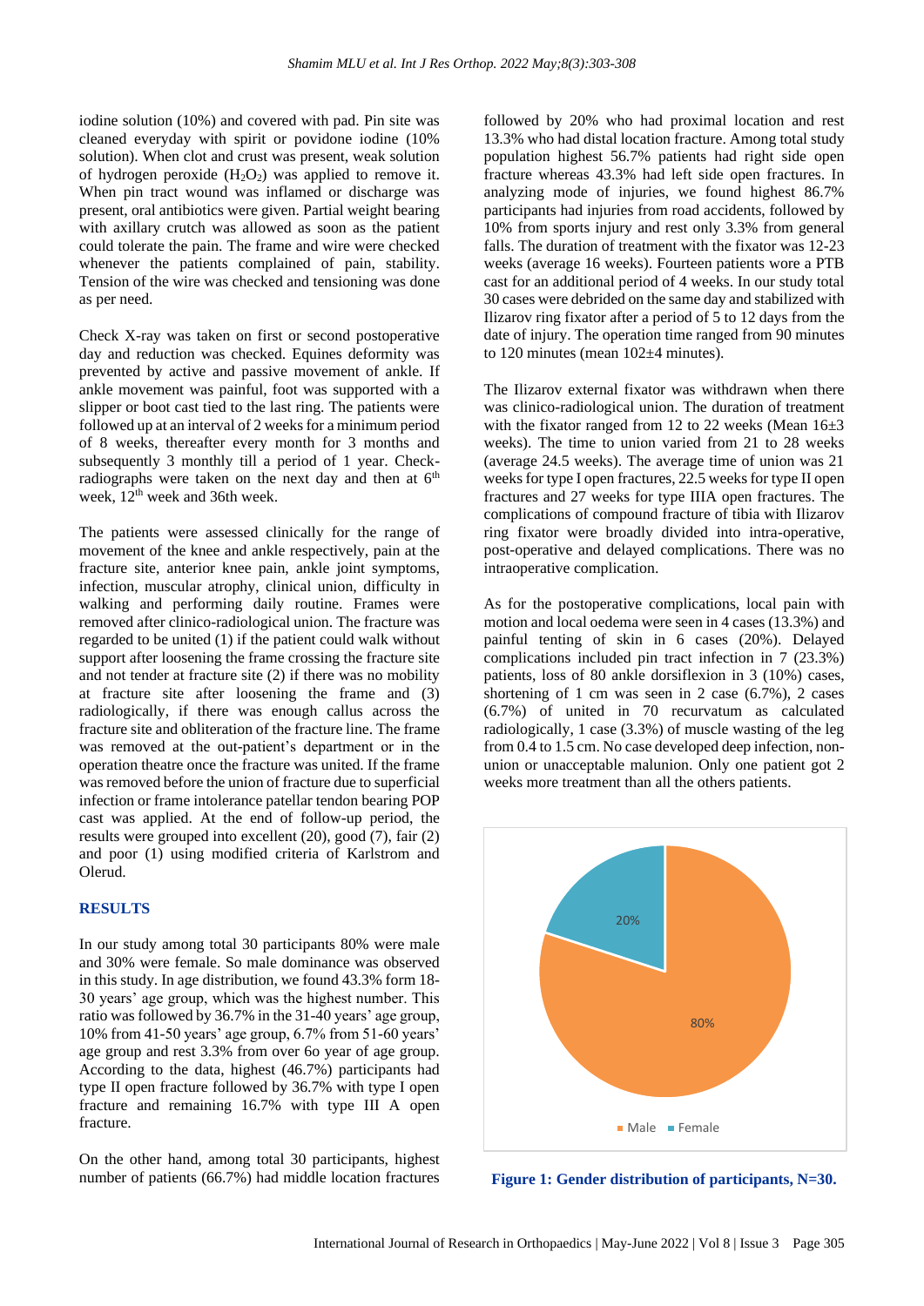iodine solution (10%) and covered with pad. Pin site was cleaned everyday with spirit or povidone iodine (10% solution). When clot and crust was present, weak solution of hydrogen peroxide ($H_2O_2$) was applied to remove it. When pin tract wound was inflamed or discharge was present, oral antibiotics were given. Partial weight bearing with axillary crutch was allowed as soon as the patient could tolerate the pain. The frame and wire were checked whenever the patients complained of pain, stability. Tension of the wire was checked and tensioning was done as per need.

Check X-ray was taken on first or second postoperative day and reduction was checked. Equines deformity was prevented by active and passive movement of ankle. If ankle movement was painful, foot was supported with a slipper or boot cast tied to the last ring. The patients were followed up at an interval of 2 weeks for a minimum period of 8 weeks, thereafter every month for 3 months and subsequently 3 monthly till a period of 1 year. Check-radiographs were taken on the next day and then at 6th week, 12th week and 36th week.

The patients were assessed clinically for the range of movement of the knee and ankle respectively, pain at the fracture site, anterior knee pain, ankle joint symptoms, infection, muscular atrophy, clinical union, difficulty in walking and performing daily routine. Frames were removed after clinico-radiological union. The fracture was regarded to be united (1) if the patient could walk without support after loosening the frame crossing the fracture site and not tender at fracture site (2) if there was no mobility at fracture site after loosening the frame and (3) radiologically, if there was enough callus across the fracture site and obliteration of the fracture line. The frame was removed at the out-patient's department or in the operation theatre once the fracture was united. If the frame was removed before the union of fracture due to superficial infection or frame intolerance patellar tendon bearing POP cast was applied. At the end of follow-up period, the results were grouped into excellent (20), good (7), fair (2) and poor (1) using modified criteria of Karlstrom and Olerud.

## RESULTS

In our study among total 30 participants 80% were male and 30% were female. So male dominance was observed in this study. In age distribution, we found 43.3% form 18-30 years' age group, which was the highest number. This ratio was followed by 36.7% in the 31-40 years' age group, 10% from 41-50 years' age group, 6.7% from 51-60 years' age group and rest 3.3% from over 6o year of age group. According to the data, highest (46.7%) participants had type II open fracture followed by 36.7% with type I open fracture and remaining 16.7% with type III A open fracture.

On the other hand, among total 30 participants, highest number of patients (66.7%) had middle location fractures followed by 20% who had proximal location and rest 13.3% who had distal location fracture. Among total study population highest 56.7% patients had right side open fracture whereas 43.3% had left side open fractures. In analyzing mode of injuries, we found highest 86.7% participants had injuries from road accidents, followed by 10% from sports injury and rest only 3.3% from general falls. The duration of treatment with the fixator was 12-23 weeks (average 16 weeks). Fourteen patients wore a PTB cast for an additional period of 4 weeks. In our study total 30 cases were debrided on the same day and stabilized with Ilizarov ring fixator after a period of 5 to 12 days from the date of injury. The operation time ranged from 90 minutes to 120 minutes (mean 102±4 minutes).

The Ilizarov external fixator was withdrawn when there was clinico-radiological union. The duration of treatment with the fixator ranged from 12 to 22 weeks (Mean 16±3 weeks). The time to union varied from 21 to 28 weeks (average 24.5 weeks). The average time of union was 21 weeks for type I open fractures, 22.5 weeks for type II open fractures and 27 weeks for type IIIA open fractures. The complications of compound fracture of tibia with Ilizarov ring fixator were broadly divided into intra-operative, post-operative and delayed complications. There was no intraoperative complication.

As for the postoperative complications, local pain with motion and local oedema were seen in 4 cases (13.3%) and painful tenting of skin in 6 cases (20%). Delayed complications included pin tract infection in 7 (23.3%) patients, loss of 80 ankle dorsiflexion in 3 (10%) cases, shortening of 1 cm was seen in 2 case (6.7%), 2 cases (6.7%) of united in 70 recurvatum as calculated radiologically, 1 case (3.3%) of muscle wasting of the leg from 0.4 to 1.5 cm. No case developed deep infection, non-union or unacceptable malunion. Only one patient got 2 weeks more treatment than all the others patients.

**Figure 1: Gender distribution of participants, N=30.**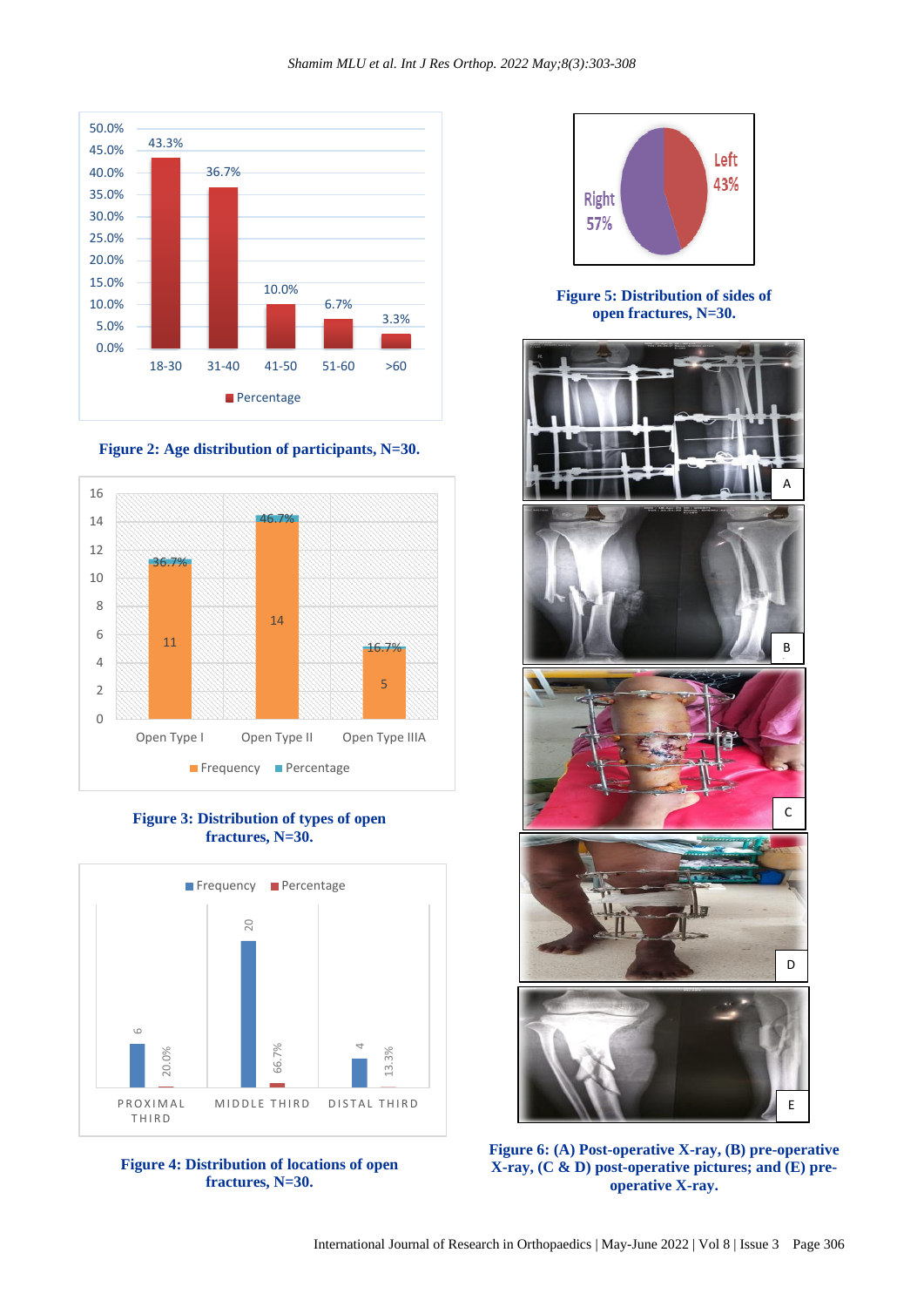Figure 2: Age distribution of participants, N=30.

Figure 3: Distribution of types of open fractures, N=30.

Figure 4: Distribution of locations of open fractures, N=30.

Figure 5: Distribution of sides of open fractures, N=30.

Figure 6: (A) Post-operative X-ray, (B) pre-operative X-ray, (C & D) post-operative pictures; and (E) pre-operative X-ray.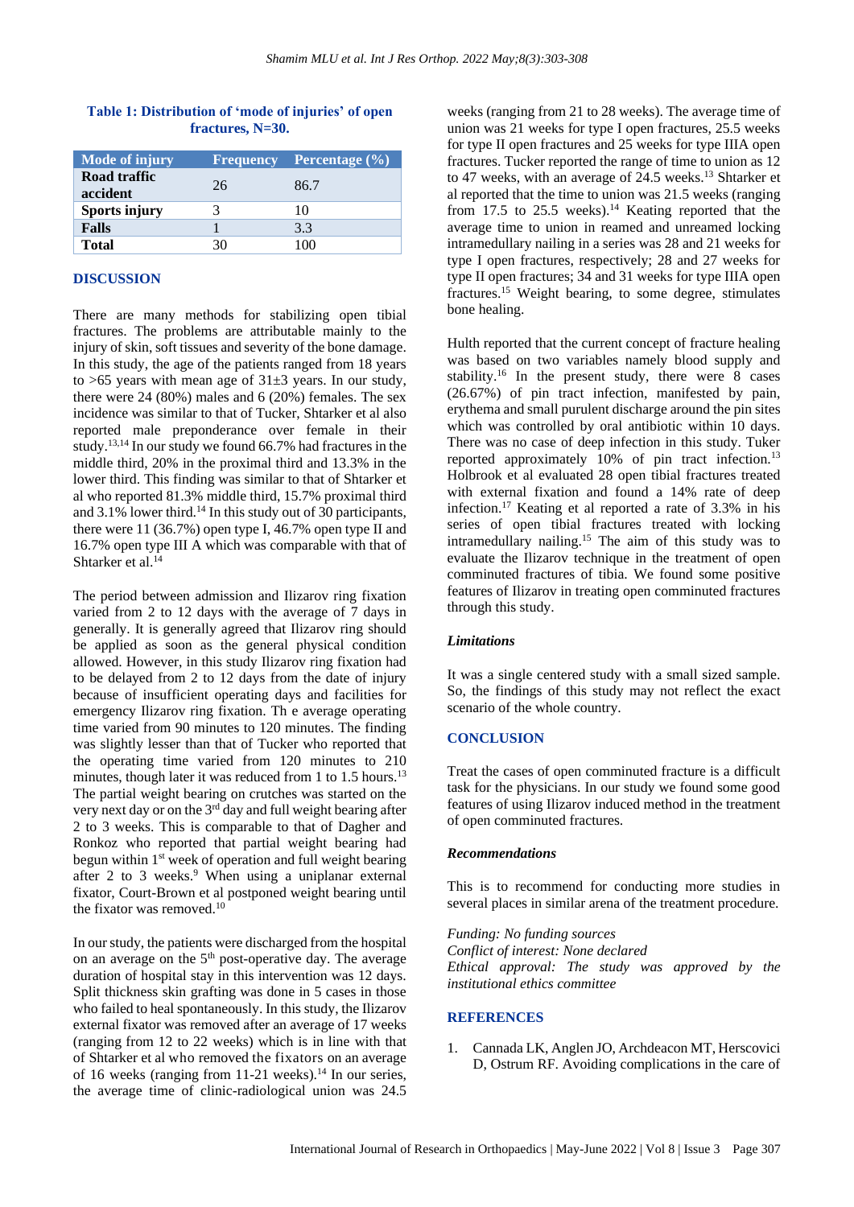**Table 1: Distribution of 'mode of injuries' of open fractures, N=30.**

| Mode of injury | Frequency | Percentage (%) |
|---|---|---|
| **Road traffic accident** | 26 | 86.7 |
| **Sports injury** | 3 | 10 |
| **Falls** | 1 | 3.3 |
| **Total** | 30 | 100 |

## DISCUSSION

There are many methods for stabilizing open tibial fractures. The problems are attributable mainly to the injury of skin, soft tissues and severity of the bone damage. In this study, the age of the patients ranged from 18 years to >65 years with mean age of 31±3 years. In our study, there were 24 (80%) males and 6 (20%) females. The sex incidence was similar to that of Tucker, Shtarker et al also reported male preponderance over female in their study.[13,14] In our study we found 66.7% had fractures in the middle third, 20% in the proximal third and 13.3% in the lower third. This finding was similar to that of Shtarker et al who reported 81.3% middle third, 15.7% proximal third and 3.1% lower third.[14] In this study out of 30 participants, there were 11 (36.7%) open type I, 46.7% open type II and 16.7% open type III A which was comparable with that of Shtarker et al.[14]

The period between admission and Ilizarov ring fixation varied from 2 to 12 days with the average of 7 days in generally. It is generally agreed that Ilizarov ring should be applied as soon as the general physical condition allowed. However, in this study Ilizarov ring fixation had to be delayed from 2 to 12 days from the date of injury because of insufficient operating days and facilities for emergency Ilizarov ring fixation. Th e average operating time varied from 90 minutes to 120 minutes. The finding was slightly lesser than that of Tucker who reported that the operating time varied from 120 minutes to 210 minutes, though later it was reduced from 1 to 1.5 hours.[13] The partial weight bearing on crutches was started on the very next day or on the 3rd day and full weight bearing after 2 to 3 weeks. This is comparable to that of Dagher and Ronkoz who reported that partial weight bearing had begun within 1st week of operation and full weight bearing after 2 to 3 weeks.[9] When using a uniplanar external fixator, Court-Brown et al postponed weight bearing until the fixator was removed.[10]

In our study, the patients were discharged from the hospital on an average on the 5th post-operative day. The average duration of hospital stay in this intervention was 12 days. Split thickness skin grafting was done in 5 cases in those who failed to heal spontaneously. In this study, the Ilizarov external fixator was removed after an average of 17 weeks (ranging from 12 to 22 weeks) which is in line with that of Shtarker et al who removed the fixators on an average of 16 weeks (ranging from 11-21 weeks).[14] In our series, the average time of clinic-radiological union was 24.5 weeks (ranging from 21 to 28 weeks). The average time of union was 21 weeks for type I open fractures, 25.5 weeks for type II open fractures and 25 weeks for type IIIA open fractures. Tucker reported the range of time to union as 12 to 47 weeks, with an average of 24.5 weeks.[13] Shtarker et al reported that the time to union was 21.5 weeks (ranging from 17.5 to 25.5 weeks).[14] Keating reported that the average time to union in reamed and unreamed locking intramedullary nailing in a series was 28 and 21 weeks for type I open fractures, respectively; 28 and 27 weeks for type II open fractures; 34 and 31 weeks for type IIIA open fractures.[15] Weight bearing, to some degree, stimulates bone healing.

Hulth reported that the current concept of fracture healing was based on two variables namely blood supply and stability.[16] In the present study, there were 8 cases (26.67%) of pin tract infection, manifested by pain, erythema and small purulent discharge around the pin sites which was controlled by oral antibiotic within 10 days. There was no case of deep infection in this study. Tuker reported approximately 10% of pin tract infection.[13] Holbrook et al evaluated 28 open tibial fractures treated with external fixation and found a 14% rate of deep infection.[17] Keating et al reported a rate of 3.3% in his series of open tibial fractures treated with locking intramedullary nailing.[15] The aim of this study was to evaluate the Ilizarov technique in the treatment of open comminuted fractures of tibia. We found some positive features of Ilizarov in treating open comminuted fractures through this study.

### *Limitations*

It was a single centered study with a small sized sample. So, the findings of this study may not reflect the exact scenario of the whole country.

## CONCLUSION

Treat the cases of open comminuted fracture is a difficult task for the physicians. In our study we found some good features of using Ilizarov induced method in the treatment of open comminuted fractures.

### *Recommendations*

This is to recommend for conducting more studies in several places in similar arena of the treatment procedure.

*Funding: No funding sources*
*Conflict of interest: None declared*
*Ethical approval: The study was approved by the institutional ethics committee*

## REFERENCES

1. Cannada LK, Anglen JO, Archdeacon MT, Herscovici D, Ostrum RF. Avoiding complications in the care of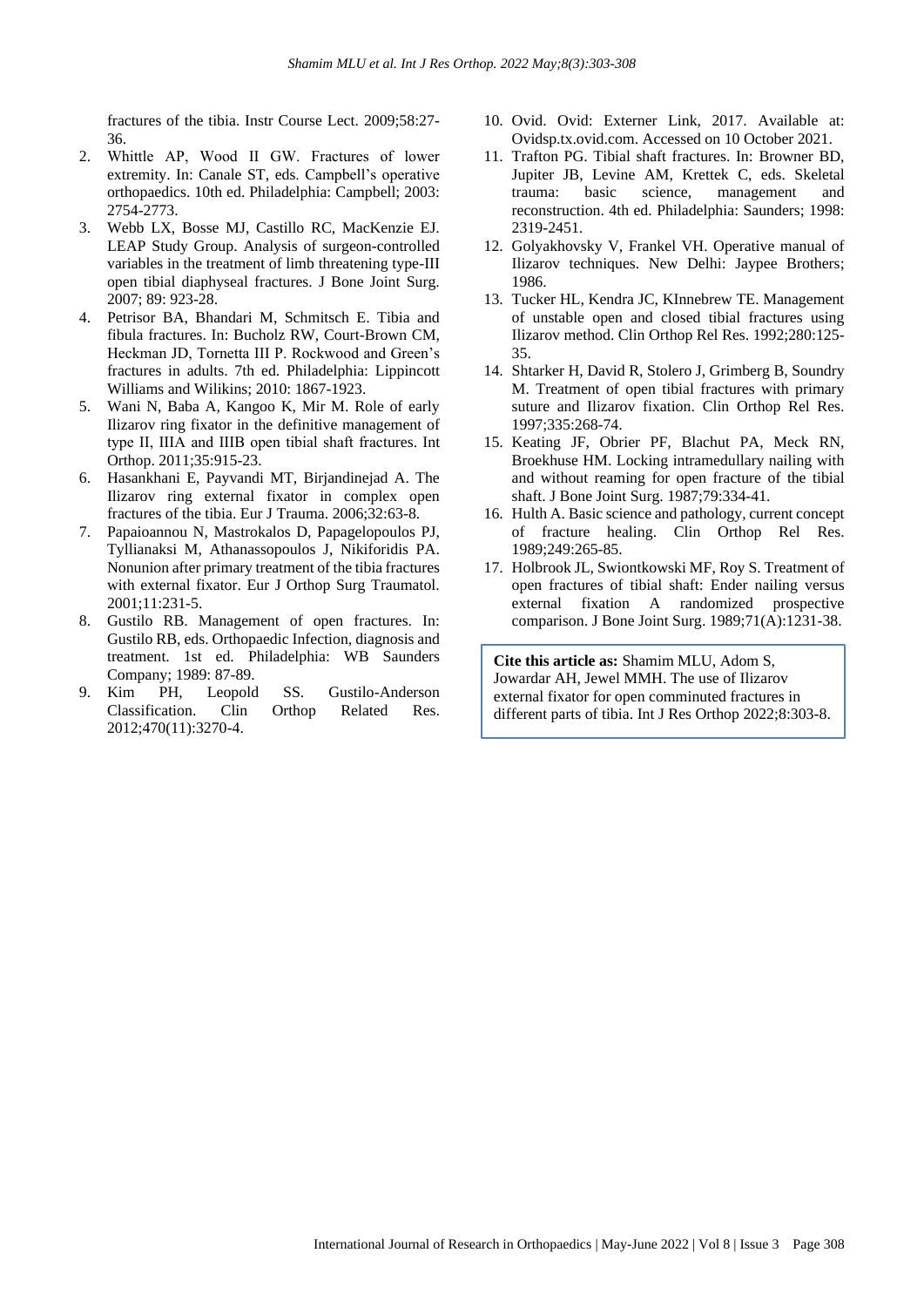fractures of the tibia. Instr Course Lect. 2009;58:27-36.

2. Whittle AP, Wood II GW. Fractures of lower extremity. In: Canale ST, eds. Campbell's operative orthopaedics. 10th ed. Philadelphia: Campbell; 2003: 2754-2773.
3. Webb LX, Bosse MJ, Castillo RC, MacKenzie EJ. LEAP Study Group. Analysis of surgeon-controlled variables in the treatment of limb threatening type-III open tibial diaphyseal fractures. J Bone Joint Surg. 2007; 89: 923-28.
4. Petrisor BA, Bhandari M, Schmitsch E. Tibia and fibula fractures. In: Bucholz RW, Court-Brown CM, Heckman JD, Tornetta III P. Rockwood and Green's fractures in adults. 7th ed. Philadelphia: Lippincott Williams and Wilikins; 2010: 1867-1923.
5. Wani N, Baba A, Kangoo K, Mir M. Role of early Ilizarov ring fixator in the definitive management of type II, IIIA and IIIB open tibial shaft fractures. Int Orthop. 2011;35:915-23.
6. Hasankhani E, Payvandi MT, Birjandinejad A. The Ilizarov ring external fixator in complex open fractures of the tibia. Eur J Trauma. 2006;32:63-8.
7. Papaioannou N, Mastrokalos D, Papagelopoulos PJ, Tyllianaksi M, Athanassopoulos J, Nikiforidis PA. Nonunion after primary treatment of the tibia fractures with external fixator. Eur J Orthop Surg Traumatol. 2001;11:231-5.
8. Gustilo RB. Management of open fractures. In: Gustilo RB, eds. Orthopaedic Infection, diagnosis and treatment. 1st ed. Philadelphia: WB Saunders Company; 1989: 87-89.
9. Kim PH, Leopold SS. Gustilo-Anderson Classification. Clin Orthop Related Res. 2012;470(11):3270-4.
10. Ovid. Ovid: Externer Link, 2017. Available at: Ovidsp.tx.ovid.com. Accessed on 10 October 2021.
11. Trafton PG. Tibial shaft fractures. In: Browner BD, Jupiter JB, Levine AM, Krettek C, eds. Skeletal trauma: basic science, management and reconstruction. 4th ed. Philadelphia: Saunders; 1998: 2319-2451.
12. Golyakhovsky V, Frankel VH. Operative manual of Ilizarov techniques. New Delhi: Jaypee Brothers; 1986.
13. Tucker HL, Kendra JC, KInnebrew TE. Management of unstable open and closed tibial fractures using Ilizarov method. Clin Orthop Rel Res. 1992;280:125-35.
14. Shtarker H, David R, Stolero J, Grimberg B, Soundry M. Treatment of open tibial fractures with primary suture and Ilizarov fixation. Clin Orthop Rel Res. 1997;335:268-74.
15. Keating JF, Obrier PF, Blachut PA, Meck RN, Broekhuse HM. Locking intramedullary nailing with and without reaming for open fracture of the tibial shaft. J Bone Joint Surg. 1987;79:334-41.
16. Hulth A. Basic science and pathology, current concept of fracture healing. Clin Orthop Rel Res. 1989;249:265-85.
17. Holbrook JL, Swiontkowski MF, Roy S. Treatment of open fractures of tibial shaft: Ender nailing versus external fixation A randomized prospective comparison. J Bone Joint Surg. 1989;71(A):1231-38.

**Cite this article as:** Shamim MLU, Adom S, Jowardar AH, Jewel MMH. The use of Ilizarov external fixator for open comminuted fractures in different parts of tibia. Int J Res Orthop 2022;8:303-8.